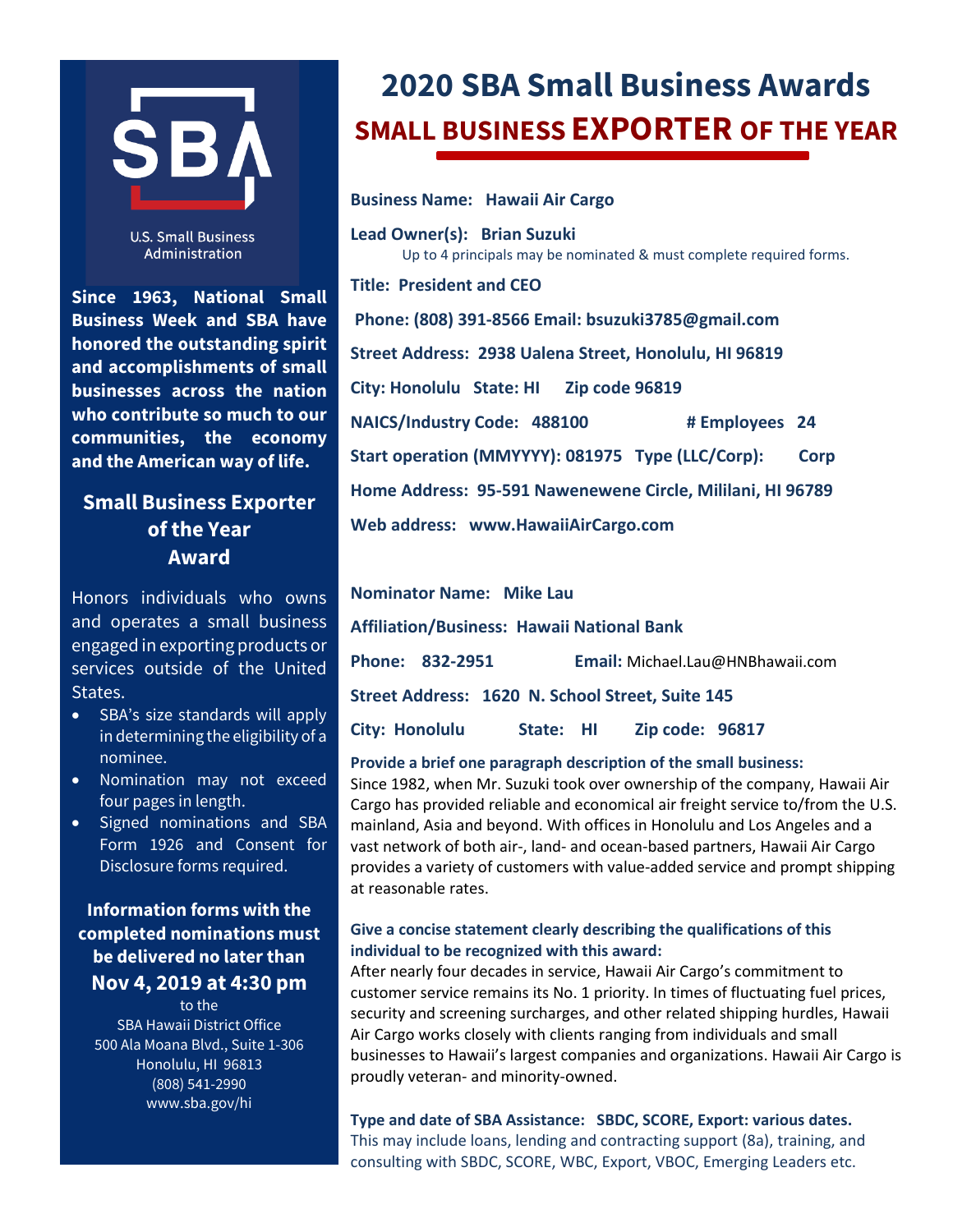# 2020 SBA Small Business Awards

## SMALL BUSINESS EXPORTER OF THE YEAR

U.S. Small Business Administration

**Since 1963, National Small Business Week and SBA have honored the outstanding spirit and accomplishments of small businesses across the nation who contribute so much to our communities, the economy and the American way of life.**

### Small Business Exporter of the Year Award

Honors individuals who owns and operates a small business engaged in exporting products or services outside of the United States.

- SBA's size standards will apply in determining the eligibility of a nominee.
- Nomination may not exceed four pages in length.
- Signed nominations and SBA Form 1926 and Consent for Disclosure forms required.

**Information forms with the completed nominations must be delivered no later than**

**Nov 4, 2019 at 4:30 pm**

to the
SBA Hawaii District Office
500 Ala Moana Blvd., Suite 1-306
Honolulu, HI 96813
(808) 541-2990
www.sba.gov/hi

**Business Name: Hawaii Air Cargo**

**Lead Owner(s): Brian Suzuki**
Up to 4 principals may be nominated & must complete required forms.

**Title: President and CEO**

**Phone: (808) 391-8566 Email: bsuzuki3785@gmail.com**

**Street Address: 2938 Ualena Street, Honolulu, HI 96819**

**City: Honolulu State: HI Zip code 96819**

**NAICS/Industry Code: 488100 # Employees 24**

**Start operation (MMYYYY): 081975 Type (LLC/Corp): Corp**

**Home Address: 95-591 Nawenewene Circle, Mililani, HI 96789**

**Web address: www.HawaiiAirCargo.com**

**Nominator Name: Mike Lau**

**Affiliation/Business: Hawaii National Bank**

**Phone: 832-2951** **Email:** Michael.Lau@HNBhawaii.com

**Street Address: 1620 N. School Street, Suite 145**

**City: Honolulu State: HI Zip code: 96817**

**Provide a brief one paragraph description of the small business:**
Since 1982, when Mr. Suzuki took over ownership of the company, Hawaii Air Cargo has provided reliable and economical air freight service to/from the U.S. mainland, Asia and beyond. With offices in Honolulu and Los Angeles and a vast network of both air-, land- and ocean-based partners, Hawaii Air Cargo provides a variety of customers with value-added service and prompt shipping at reasonable rates.

**Give a concise statement clearly describing the qualifications of this individual to be recognized with this award:**
After nearly four decades in service, Hawaii Air Cargo's commitment to customer service remains its No. 1 priority. In times of fluctuating fuel prices, security and screening surcharges, and other related shipping hurdles, Hawaii Air Cargo works closely with clients ranging from individuals and small businesses to Hawaii's largest companies and organizations. Hawaii Air Cargo is proudly veteran- and minority-owned.

**Type and date of SBA Assistance: SBDC, SCORE, Export: various dates.**
This may include loans, lending and contracting support (8a), training, and consulting with SBDC, SCORE, WBC, Export, VBOC, Emerging Leaders etc.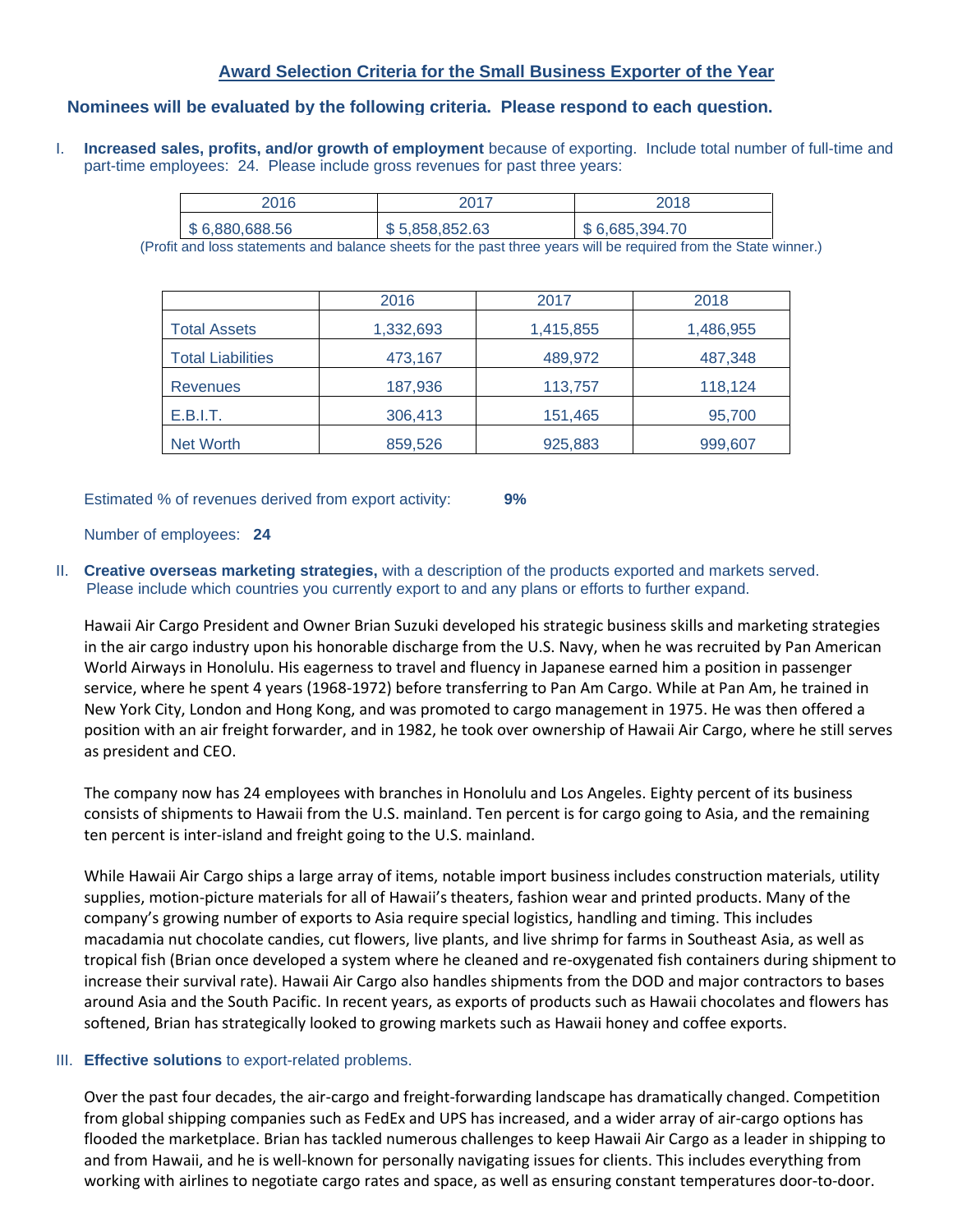## Award Selection Criteria for the Small Business Exporter of the Year

**Nominees will be evaluated by the following criteria. Please respond to each question.**

I. **Increased sales, profits, and/or growth of employment** because of exporting. Include total number of full-time and part-time employees: 24. Please include gross revenues for past three years:

| 2016 | 2017 | 2018 |
|---|---|---|
| $ 6,880,688.56 | $ 5,858,852.63 | $ 6,685,394.70 |

(Profit and loss statements and balance sheets for the past three years will be required from the State winner.)

| | 2016 | 2017 | 2018 |
|---|---|---|---|
| Total Assets | 1,332,693 | 1,415,855 | 1,486,955 |
| Total Liabilities | 473,167 | 489,972 | 487,348 |
| Revenues | 187,936 | 113,757 | 118,124 |
| E.B.I.T. | 306,413 | 151,465 | 95,700 |
| Net Worth | 859,526 | 925,883 | 999,607 |

Estimated % of revenues derived from export activity: **9%**

Number of employees: **24**

II. **Creative overseas marketing strategies,** with a description of the products exported and markets served. Please include which countries you currently export to and any plans or efforts to further expand.

Hawaii Air Cargo President and Owner Brian Suzuki developed his strategic business skills and marketing strategies in the air cargo industry upon his honorable discharge from the U.S. Navy, when he was recruited by Pan American World Airways in Honolulu. His eagerness to travel and fluency in Japanese earned him a position in passenger service, where he spent 4 years (1968-1972) before transferring to Pan Am Cargo. While at Pan Am, he trained in New York City, London and Hong Kong, and was promoted to cargo management in 1975. He was then offered a position with an air freight forwarder, and in 1982, he took over ownership of Hawaii Air Cargo, where he still serves as president and CEO.

The company now has 24 employees with branches in Honolulu and Los Angeles. Eighty percent of its business consists of shipments to Hawaii from the U.S. mainland. Ten percent is for cargo going to Asia, and the remaining ten percent is inter-island and freight going to the U.S. mainland.

While Hawaii Air Cargo ships a large array of items, notable import business includes construction materials, utility supplies, motion-picture materials for all of Hawaii's theaters, fashion wear and printed products. Many of the company's growing number of exports to Asia require special logistics, handling and timing. This includes macadamia nut chocolate candies, cut flowers, live plants, and live shrimp for farms in Southeast Asia, as well as tropical fish (Brian once developed a system where he cleaned and re-oxygenated fish containers during shipment to increase their survival rate). Hawaii Air Cargo also handles shipments from the DOD and major contractors to bases around Asia and the South Pacific. In recent years, as exports of products such as Hawaii chocolates and flowers has softened, Brian has strategically looked to growing markets such as Hawaii honey and coffee exports.

III. **Effective solutions** to export-related problems.

Over the past four decades, the air-cargo and freight-forwarding landscape has dramatically changed. Competition from global shipping companies such as FedEx and UPS has increased, and a wider array of air-cargo options has flooded the marketplace. Brian has tackled numerous challenges to keep Hawaii Air Cargo as a leader in shipping to and from Hawaii, and he is well-known for personally navigating issues for clients. This includes everything from working with airlines to negotiate cargo rates and space, as well as ensuring constant temperatures door-to-door.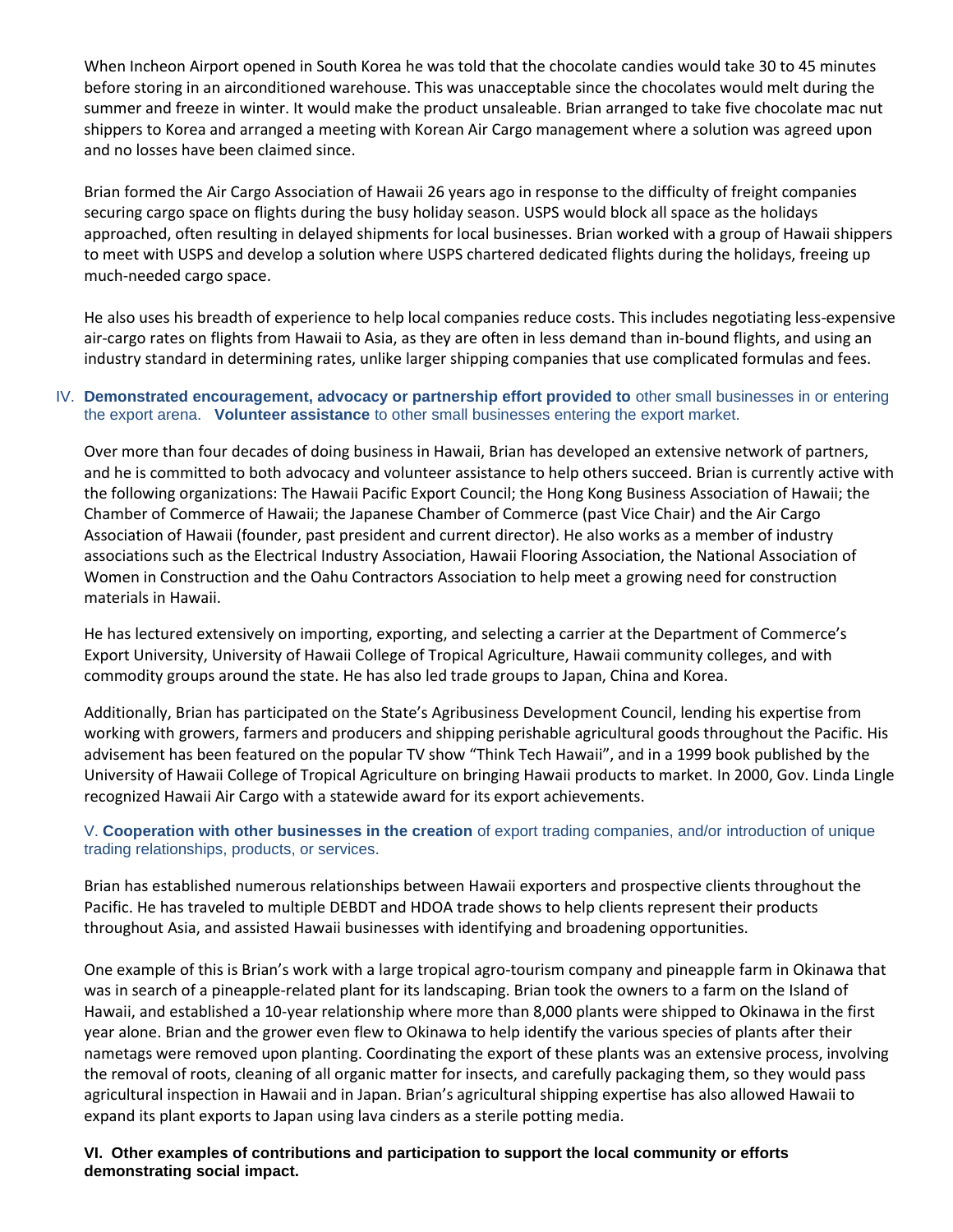When Incheon Airport opened in South Korea he was told that the chocolate candies would take 30 to 45 minutes before storing in an airconditioned warehouse. This was unacceptable since the chocolates would melt during the summer and freeze in winter. It would make the product unsaleable. Brian arranged to take five chocolate mac nut shippers to Korea and arranged a meeting with Korean Air Cargo management where a solution was agreed upon and no losses have been claimed since.

Brian formed the Air Cargo Association of Hawaii 26 years ago in response to the difficulty of freight companies securing cargo space on flights during the busy holiday season. USPS would block all space as the holidays approached, often resulting in delayed shipments for local businesses. Brian worked with a group of Hawaii shippers to meet with USPS and develop a solution where USPS chartered dedicated flights during the holidays, freeing up much-needed cargo space.

He also uses his breadth of experience to help local companies reduce costs. This includes negotiating less-expensive air-cargo rates on flights from Hawaii to Asia, as they are often in less demand than in-bound flights, and using an industry standard in determining rates, unlike larger shipping companies that use complicated formulas and fees.

IV. **Demonstrated encouragement, advocacy or partnership effort provided to** other small businesses in or entering the export arena. **Volunteer assistance** to other small businesses entering the export market.

Over more than four decades of doing business in Hawaii, Brian has developed an extensive network of partners, and he is committed to both advocacy and volunteer assistance to help others succeed. Brian is currently active with the following organizations: The Hawaii Pacific Export Council; the Hong Kong Business Association of Hawaii; the Chamber of Commerce of Hawaii; the Japanese Chamber of Commerce (past Vice Chair) and the Air Cargo Association of Hawaii (founder, past president and current director). He also works as a member of industry associations such as the Electrical Industry Association, Hawaii Flooring Association, the National Association of Women in Construction and the Oahu Contractors Association to help meet a growing need for construction materials in Hawaii.

He has lectured extensively on importing, exporting, and selecting a carrier at the Department of Commerce's Export University, University of Hawaii College of Tropical Agriculture, Hawaii community colleges, and with commodity groups around the state. He has also led trade groups to Japan, China and Korea.

Additionally, Brian has participated on the State's Agribusiness Development Council, lending his expertise from working with growers, farmers and producers and shipping perishable agricultural goods throughout the Pacific. His advisement has been featured on the popular TV show "Think Tech Hawaii", and in a 1999 book published by the University of Hawaii College of Tropical Agriculture on bringing Hawaii products to market. In 2000, Gov. Linda Lingle recognized Hawaii Air Cargo with a statewide award for its export achievements.

V. **Cooperation with other businesses in the creation** of export trading companies, and/or introduction of unique trading relationships, products, or services.

Brian has established numerous relationships between Hawaii exporters and prospective clients throughout the Pacific. He has traveled to multiple DEBDT and HDOA trade shows to help clients represent their products throughout Asia, and assisted Hawaii businesses with identifying and broadening opportunities.

One example of this is Brian's work with a large tropical agro-tourism company and pineapple farm in Okinawa that was in search of a pineapple-related plant for its landscaping. Brian took the owners to a farm on the Island of Hawaii, and established a 10-year relationship where more than 8,000 plants were shipped to Okinawa in the first year alone. Brian and the grower even flew to Okinawa to help identify the various species of plants after their nametags were removed upon planting. Coordinating the export of these plants was an extensive process, involving the removal of roots, cleaning of all organic matter for insects, and carefully packaging them, so they would pass agricultural inspection in Hawaii and in Japan. Brian's agricultural shipping expertise has also allowed Hawaii to expand its plant exports to Japan using lava cinders as a sterile potting media.

**VI. Other examples of contributions and participation to support the local community or efforts demonstrating social impact.**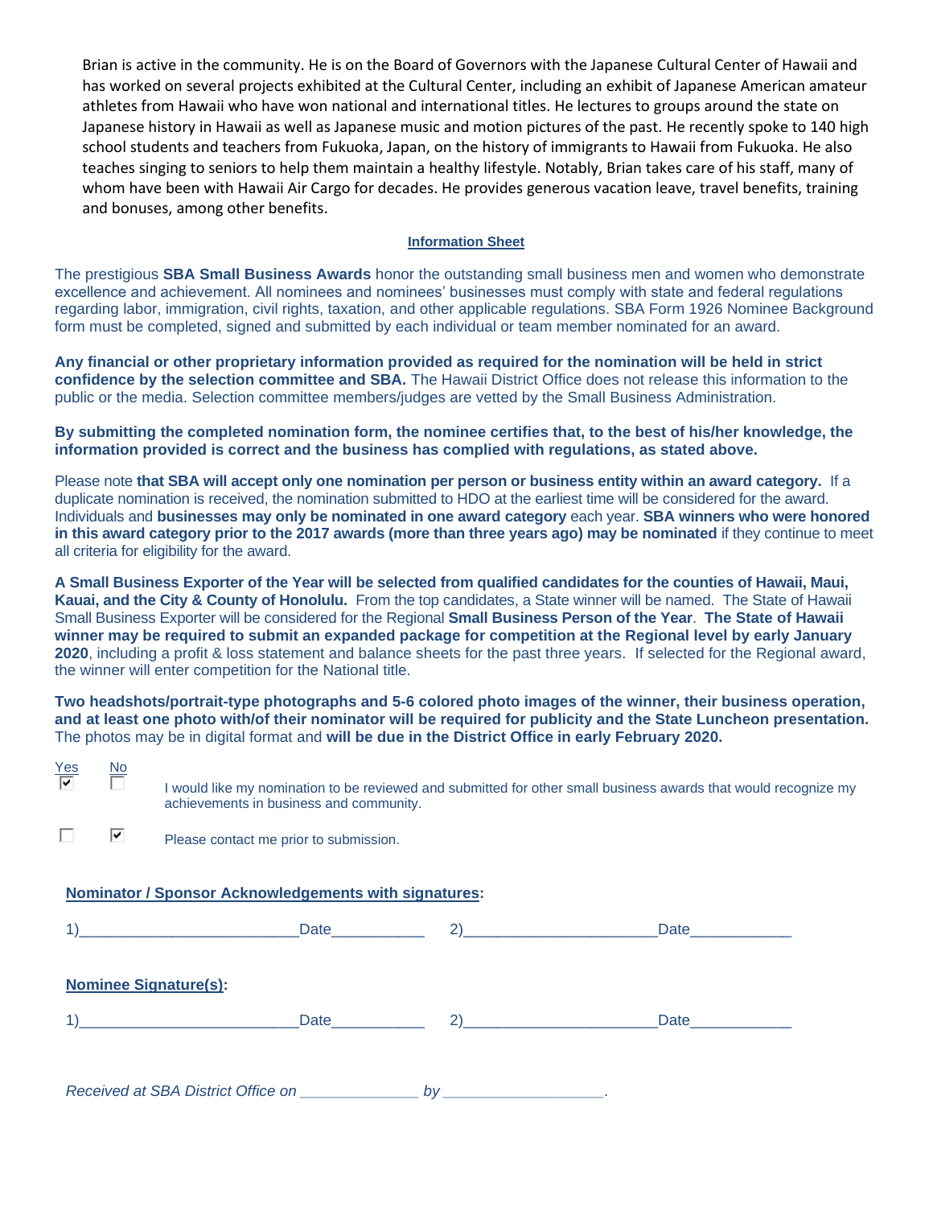Brian is active in the community. He is on the Board of Governors with the Japanese Cultural Center of Hawaii and has worked on several projects exhibited at the Cultural Center, including an exhibit of Japanese American amateur athletes from Hawaii who have won national and international titles. He lectures to groups around the state on Japanese history in Hawaii as well as Japanese music and motion pictures of the past. He recently spoke to 140 high school students and teachers from Fukuoka, Japan, on the history of immigrants to Hawaii from Fukuoka. He also teaches singing to seniors to help them maintain a healthy lifestyle. Notably, Brian takes care of his staff, many of whom have been with Hawaii Air Cargo for decades. He provides generous vacation leave, travel benefits, training and bonuses, among other benefits.

**Information Sheet**

The prestigious **SBA Small Business Awards** honor the outstanding small business men and women who demonstrate excellence and achievement. All nominees and nominees' businesses must comply with state and federal regulations regarding labor, immigration, civil rights, taxation, and other applicable regulations. SBA Form 1926 Nominee Background form must be completed, signed and submitted by each individual or team member nominated for an award.

**Any financial or other proprietary information provided as required for the nomination will be held in strict confidence by the selection committee and SBA.** The Hawaii District Office does not release this information to the public or the media. Selection committee members/judges are vetted by the Small Business Administration.

**By submitting the completed nomination form, the nominee certifies that, to the best of his/her knowledge, the information provided is correct and the business has complied with regulations, as stated above.**

Please note **that SBA will accept only one nomination per person or business entity within an award category.** If a duplicate nomination is received, the nomination submitted to HDO at the earliest time will be considered for the award. Individuals and **businesses may only be nominated in one award category** each year. **SBA winners who were honored in this award category prior to the 2017 awards (more than three years ago) may be nominated** if they continue to meet all criteria for eligibility for the award.

**A Small Business Exporter of the Year will be selected from qualified candidates for the counties of Hawaii, Maui, Kauai, and the City & County of Honolulu.** From the top candidates, a State winner will be named. The State of Hawaii Small Business Exporter will be considered for the Regional **Small Business Person of the Year**. **The State of Hawaii winner may be required to submit an expanded package for competition at the Regional level by early January 2020**, including a profit & loss statement and balance sheets for the past three years. If selected for the Regional award, the winner will enter competition for the National title.

**Two headshots/portrait-type photographs and 5-6 colored photo images of the winner, their business operation, and at least one photo with/of their nominator will be required for publicity and the State Luncheon presentation.** The photos may be in digital format and **will be due in the District Office in early February 2020.**

| Yes | No | |
|---|---|---|
| ☑ | ☐ | I would like my nomination to be reviewed and submitted for other small business awards that would recognize my achievements in business and community. |
| ☐ | ☑ | Please contact me prior to submission. |

**Nominator / Sponsor Acknowledgements with signatures:**

1)_________________________Date___________ 2)______________________Date____________

**Nominee Signature(s):**

1)_________________________Date___________ 2)______________________Date____________

*Received at SBA District Office on ______________ by __________________.*